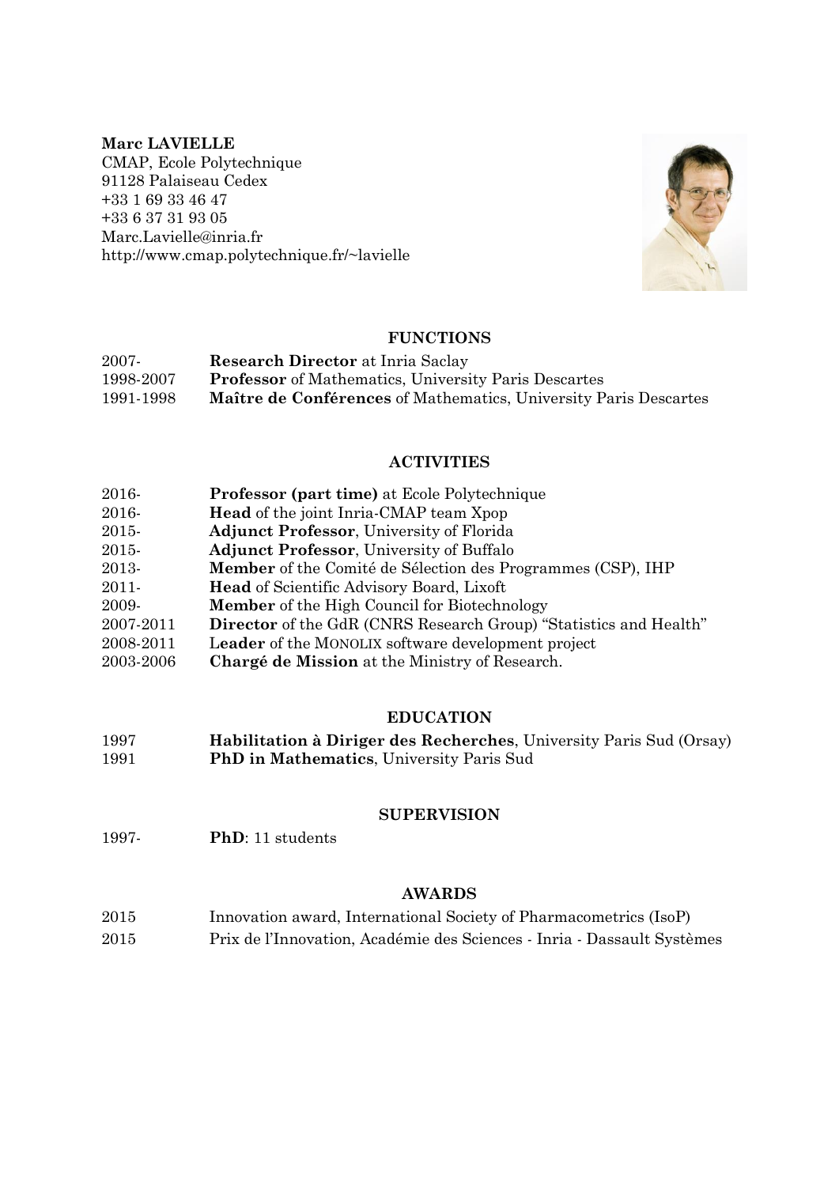**Marc LAVIELLE**
CMAP, Ecole Polytechnique
91128 Palaiseau Cedex
+33 1 69 33 46 47
+33 6 37 31 93 05
Marc.Lavielle@inria.fr
http://www.cmap.polytechnique.fr/~lavielle

## FUNCTIONS

| | |
|---|---|
| 2007- | **Research Director** at Inria Saclay |
| 1998-2007 | **Professor** of Mathematics, University Paris Descartes |
| 1991-1998 | **Maître de Conférences** of Mathematics, University Paris Descartes |

## ACTIVITIES

| | |
|---|---|
| 2016- | **Professor (part time)** at Ecole Polytechnique |
| 2016- | **Head** of the joint Inria-CMAP team Xpop |
| 2015- | **Adjunct Professor**, University of Florida |
| 2015- | **Adjunct Professor**, University of Buffalo |
| 2013- | **Member** of the Comité de Sélection des Programmes (CSP), IHP |
| 2011- | **Head** of Scientific Advisory Board, Lixoft |
| 2009- | **Member** of the High Council for Biotechnology |
| 2007-2011 | **Director** of the GdR (CNRS Research Group) "Statistics and Health" |
| 2008-2011 | **Leader** of the MONOLIX software development project |
| 2003-2006 | **Chargé de Mission** at the Ministry of Research. |

## EDUCATION

| | |
|---|---|
| 1997 | **Habilitation à Diriger des Recherches**, University Paris Sud (Orsay) |
| 1991 | **PhD in Mathematics**, University Paris Sud |

## SUPERVISION

| | |
|---|---|
| 1997- | **PhD**: 11 students |

## AWARDS

| | |
|---|---|
| 2015 | Innovation award, International Society of Pharmacometrics (IsoP) |
| 2015 | Prix de l'Innovation, Académie des Sciences - Inria - Dassault Systèmes |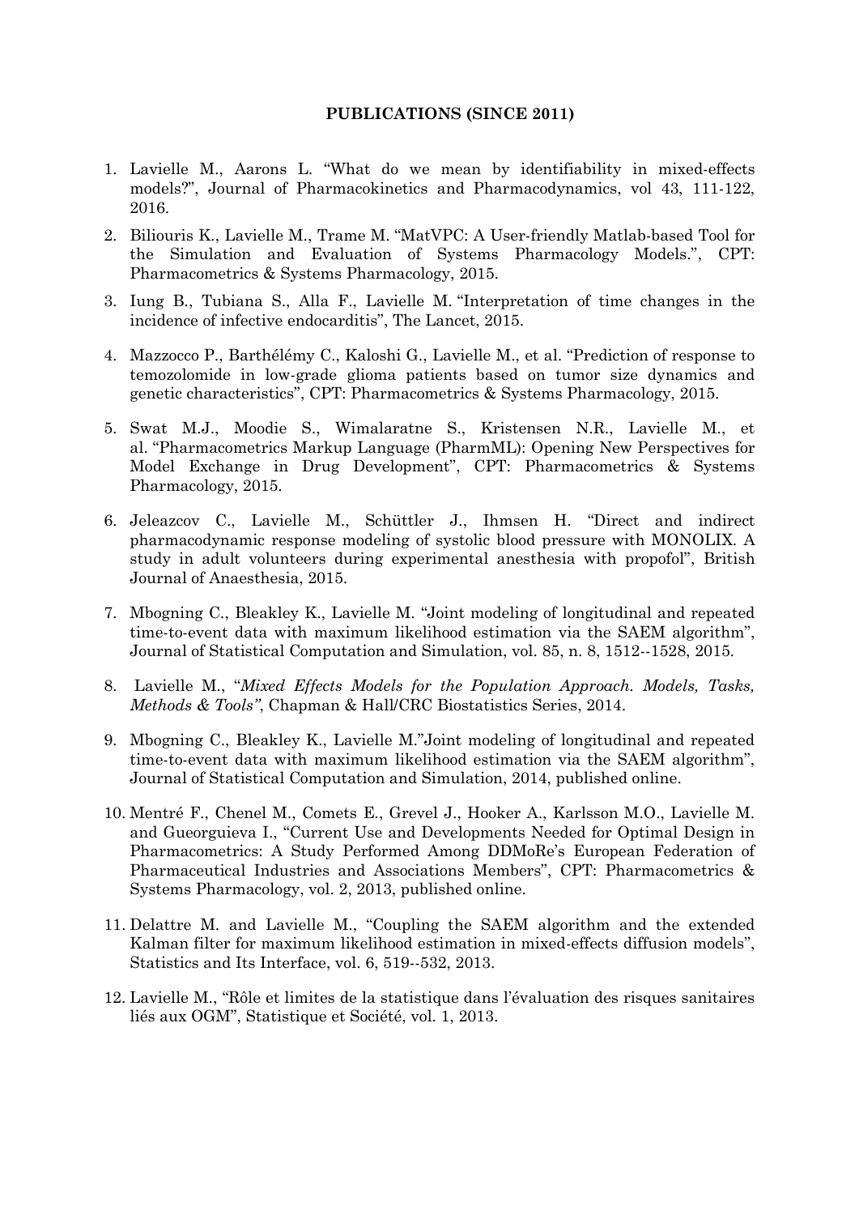**PUBLICATIONS (SINCE 2011)**

1. Lavielle M., Aarons L. “What do we mean by identifiability in mixed-effects models?”, Journal of Pharmacokinetics and Pharmacodynamics, vol 43, 111-122, 2016.
2. Biliouris K., Lavielle M., Trame M. “MatVPC: A User-friendly Matlab-based Tool for the Simulation and Evaluation of Systems Pharmacology Models.”, CPT: Pharmacometrics & Systems Pharmacology, 2015.
3. Iung B., Tubiana S., Alla F., Lavielle M. “Interpretation of time changes in the incidence of infective endocarditis”, The Lancet, 2015.
4. Mazzocco P., Barthélémy C., Kaloshi G., Lavielle M., et al. “Prediction of response to temozolomide in low-grade glioma patients based on tumor size dynamics and genetic characteristics”, CPT: Pharmacometrics & Systems Pharmacology, 2015.
5. Swat M.J., Moodie S., Wimalaratne S., Kristensen N.R., Lavielle M., et al. “Pharmacometrics Markup Language (PharmML): Opening New Perspectives for Model Exchange in Drug Development”, CPT: Pharmacometrics & Systems Pharmacology, 2015.
6. Jeleazcov C., Lavielle M., Schüttler J., Ihmsen H. “Direct and indirect pharmacodynamic response modeling of systolic blood pressure with MONOLIX. A study in adult volunteers during experimental anesthesia with propofol”, British Journal of Anaesthesia, 2015.
7. Mbogning C., Bleakley K., Lavielle M. “Joint modeling of longitudinal and repeated time-to-event data with maximum likelihood estimation via the SAEM algorithm”, Journal of Statistical Computation and Simulation, vol. 85, n. 8, 1512--1528, 2015.
8. Lavielle M., “*Mixed Effects Models for the Population Approach. Models, Tasks, Methods & Tools”*, Chapman & Hall/CRC Biostatistics Series, 2014.
9. Mbogning C., Bleakley K., Lavielle M.”Joint modeling of longitudinal and repeated time-to-event data with maximum likelihood estimation via the SAEM algorithm”, Journal of Statistical Computation and Simulation, 2014, published online.
10. Mentré F., Chenel M., Comets E., Grevel J., Hooker A., Karlsson M.O., Lavielle M. and Gueorguieva I., “Current Use and Developments Needed for Optimal Design in Pharmacometrics: A Study Performed Among DDMoRe’s European Federation of Pharmaceutical Industries and Associations Members”, CPT: Pharmacometrics & Systems Pharmacology, vol. 2, 2013, published online.
11. Delattre M. and Lavielle M., “Coupling the SAEM algorithm and the extended Kalman filter for maximum likelihood estimation in mixed-effects diffusion models”, Statistics and Its Interface, vol. 6, 519--532, 2013.
12. Lavielle M., “Rôle et limites de la statistique dans l’évaluation des risques sanitaires liés aux OGM”, Statistique et Société, vol. 1, 2013.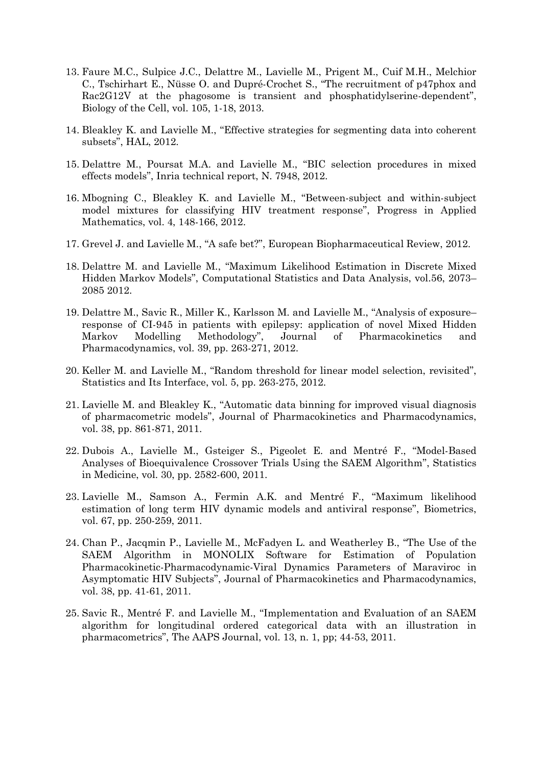13. Faure M.C., Sulpice J.C., Delattre M., Lavielle M., Prigent M., Cuif M.H., Melchior C., Tschirhart E., Nüsse O. and Dupré-Crochet S., "The recruitment of p47phox and Rac2G12V at the phagosome is transient and phosphatidylserine-dependent", Biology of the Cell, vol. 105, 1-18, 2013.

14. Bleakley K. and Lavielle M., "Effective strategies for segmenting data into coherent subsets", HAL, 2012.

15. Delattre M., Poursat M.A. and Lavielle M., "BIC selection procedures in mixed effects models", Inria technical report, N. 7948, 2012.

16. Mbogning C., Bleakley K. and Lavielle M., "Between-subject and within-subject model mixtures for classifying HIV treatment response", Progress in Applied Mathematics, vol. 4, 148-166, 2012.

17. Grevel J. and Lavielle M., "A safe bet?", European Biopharmaceutical Review, 2012.

18. Delattre M. and Lavielle M., "Maximum Likelihood Estimation in Discrete Mixed Hidden Markov Models", Computational Statistics and Data Analysis, vol.56, 2073–2085 2012.

19. Delattre M., Savic R., Miller K., Karlsson M. and Lavielle M., "Analysis of exposure–response of CI-945 in patients with epilepsy: application of novel Mixed Hidden Markov Modelling Methodology", Journal of Pharmacokinetics and Pharmacodynamics, vol. 39, pp. 263-271, 2012.

20. Keller M. and Lavielle M., "Random threshold for linear model selection, revisited", Statistics and Its Interface, vol. 5, pp. 263-275, 2012.

21. Lavielle M. and Bleakley K., "Automatic data binning for improved visual diagnosis of pharmacometric models", Journal of Pharmacokinetics and Pharmacodynamics, vol. 38, pp. 861-871, 2011.

22. Dubois A., Lavielle M., Gsteiger S., Pigeolet E. and Mentré F., "Model-Based Analyses of Bioequivalence Crossover Trials Using the SAEM Algorithm", Statistics in Medicine, vol. 30, pp. 2582-600, 2011.

23. Lavielle M., Samson A., Fermin A.K. and Mentré F., "Maximum likelihood estimation of long term HIV dynamic models and antiviral response", Biometrics, vol. 67, pp. 250-259, 2011.

24. Chan P., Jacqmin P., Lavielle M., McFadyen L. and Weatherley B., "The Use of the SAEM Algorithm in MONOLIX Software for Estimation of Population Pharmacokinetic-Pharmacodynamic-Viral Dynamics Parameters of Maraviroc in Asymptomatic HIV Subjects", Journal of Pharmacokinetics and Pharmacodynamics, vol. 38, pp. 41-61, 2011.

25. Savic R., Mentré F. and Lavielle M., "Implementation and Evaluation of an SAEM algorithm for longitudinal ordered categorical data with an illustration in pharmacometrics", The AAPS Journal, vol. 13, n. 1, pp; 44-53, 2011.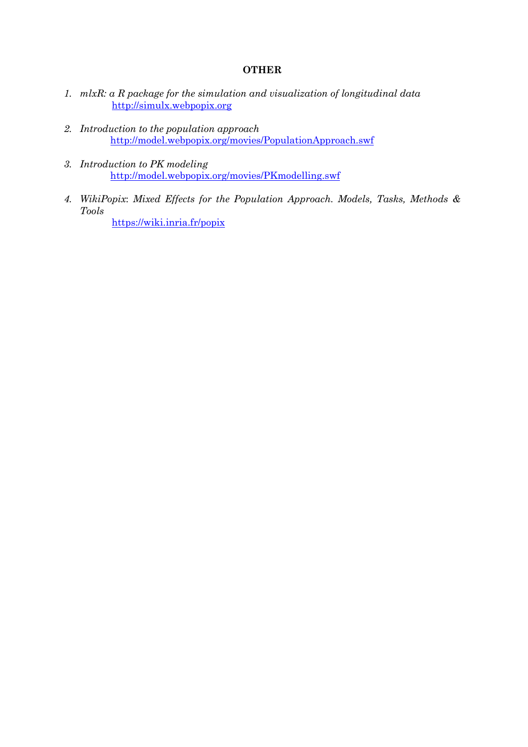**OTHER**

1. *mlxR: a R package for the simulation and visualization of longitudinal data*
   http://simulx.webpopix.org

2. *Introduction to the population approach*
   http://model.webpopix.org/movies/PopulationApproach.swf

3. *Introduction to PK modeling*
   http://model.webpopix.org/movies/PKmodelling.swf

4. *WikiPopix*: *Mixed Effects for the Population Approach. Models, Tasks, Methods & Tools*
   https://wiki.inria.fr/popix